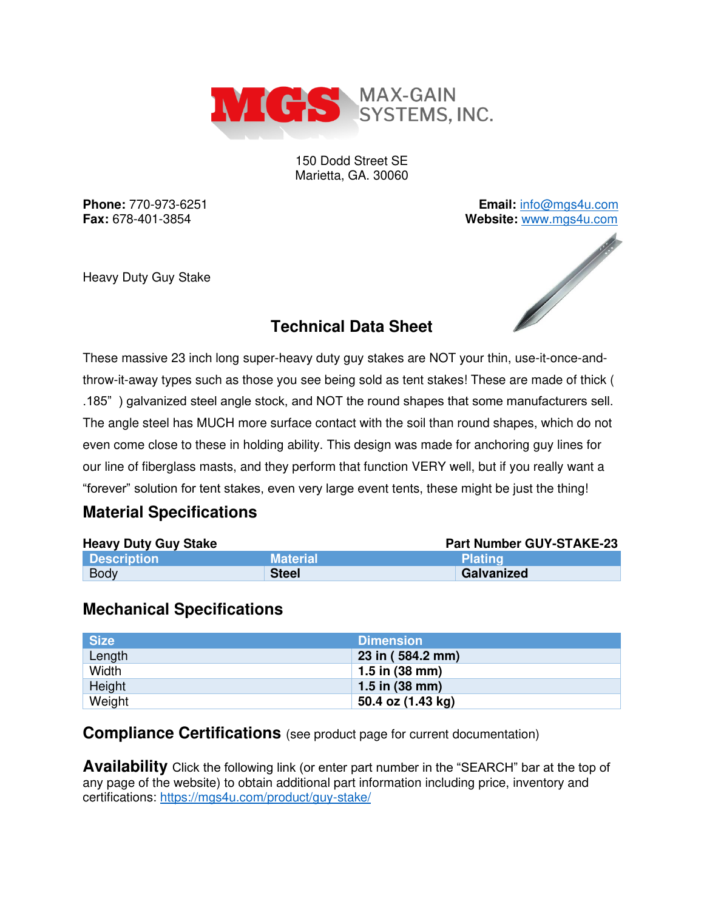MAX-GAIN SYSTEMS, INC.

150 Dodd Street SE
Marietta, GA. 30060

**Phone:** 770-973-6251
**Fax:** 678-401-3854

**Email:** info@mgs4u.com
**Website:** www.mgs4u.com

Heavy Duty Guy Stake

## Technical Data Sheet

These massive 23 inch long super-heavy duty guy stakes are NOT your thin, use-it-once-and-throw-it-away types such as those you see being sold as tent stakes! These are made of thick ( .185" ) galvanized steel angle stock, and NOT the round shapes that some manufacturers sell. The angle steel has MUCH more surface contact with the soil than round shapes, which do not even come close to these in holding ability. This design was made for anchoring guy lines for our line of fiberglass masts, and they perform that function VERY well, but if you really want a "forever" solution for tent stakes, even very large event tents, these might be just the thing!

## Material Specifications

**Heavy Duty Guy Stake** — **Part Number GUY-STAKE-23**

| Description | Material | Plating |
|---|---|---|
| Body | **Steel** | **Galvanized** |

## Mechanical Specifications

| Size | Dimension |
|---|---|
| Length | **23 in ( 584.2 mm)** |
| Width | **1.5 in (38 mm)** |
| Height | **1.5 in (38 mm)** |
| Weight | **50.4 oz (1.43 kg)** |

## Compliance Certifications (see product page for current documentation)

## Availability

Click the following link (or enter part number in the "SEARCH" bar at the top of any page of the website) to obtain additional part information including price, inventory and certifications: https://mgs4u.com/product/guy-stake/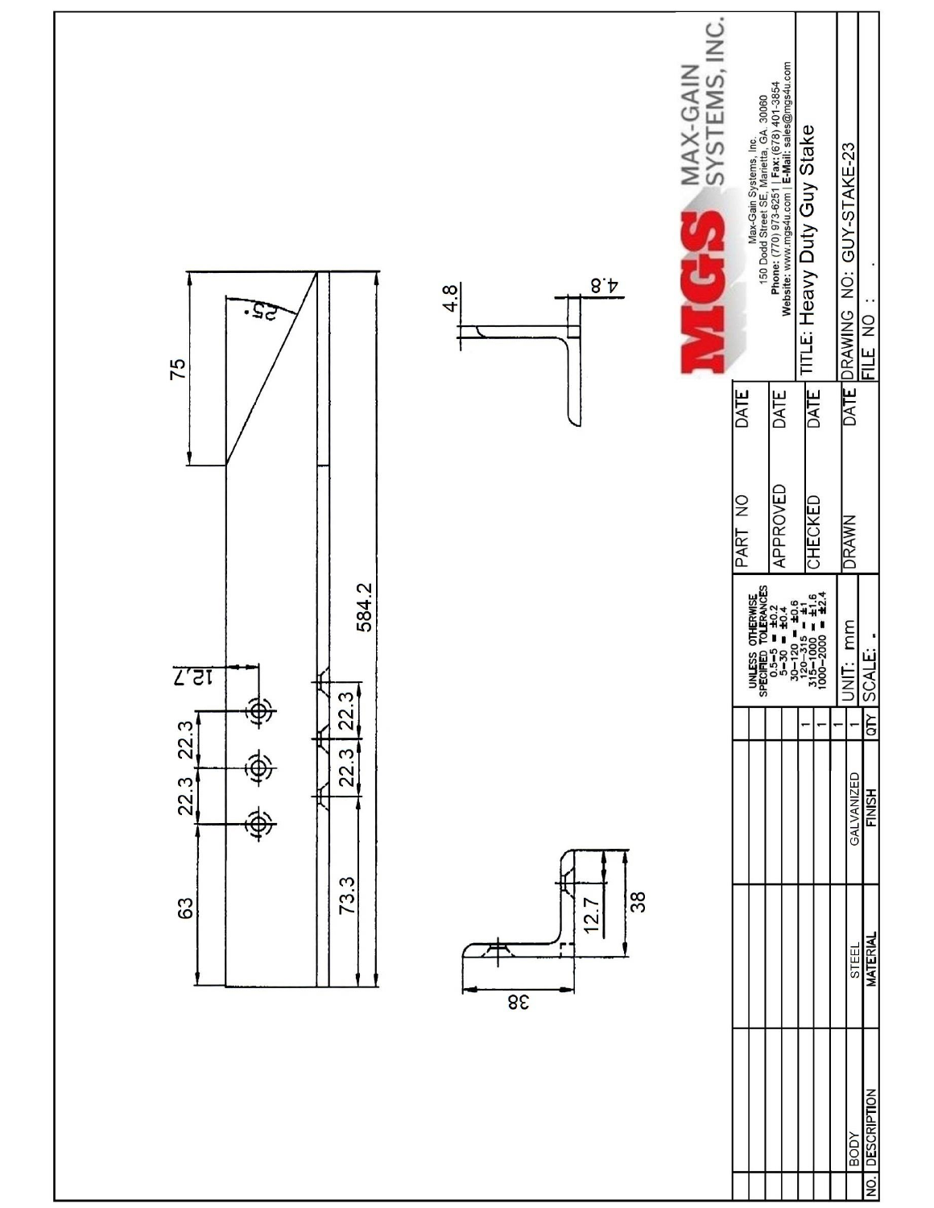75

25°

63

22.3

22.3

12.7

73.3

22.3

22.3

584.2

4.8

4.8

38

12.7

38

MGS MAX-GAIN SYSTEMS, INC.

Max-Gain Systems, Inc.
150 Dodd Street SE, Marietta, GA 30060
**Phone:** (770) 973-6251 | **Fax:** (678) 401-3854
**Website:** www.mgs4u.com | **E-Mail:** sales@mgs4u.com

| NO. | DESCRIPTION | MATERIAL | FINISH | QTY |
|---|---|---|---|---|
| | BODY | STEEL | GALVANIZED | 1 |

UNLESS OTHERWISE SPECIFIED TOLERANCES
0.5–5 = ±0.2
5–30 = ±0.4
30–120 = ±0.6
120–315 = ±1
315–1000 = ±1.6
1000–2000 = ±2.4

UNIT: mm

SCALE: .

| | |
|---|---|
| PART NO | DATE |
| APPROVED | DATE |
| CHECKED | DATE |
| DRAWN | DATE |

TITLE: Heavy Duty Guy Stake

DRAWING NO: GUY-STAKE-23

FILE NO : .